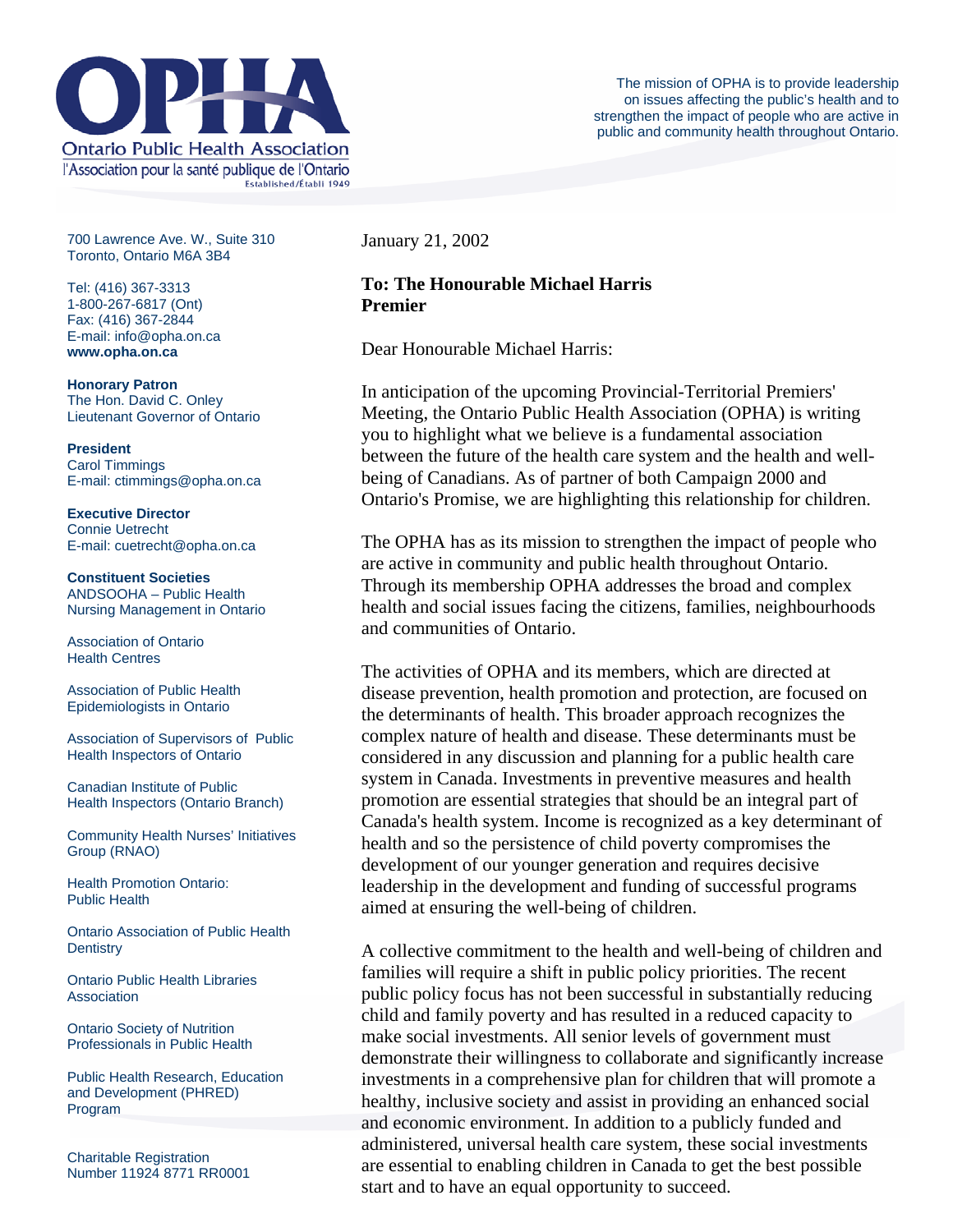# OPHA

Ontario Public Health Association

l'Association pour la santé publique de l'Ontario

Established/Établi 1949

The mission of OPHA is to provide leadership on issues affecting the public's health and to strengthen the impact of people who are active in public and community health throughout Ontario.

700 Lawrence Ave. W., Suite 310
Toronto, Ontario M6A 3B4

Tel: (416) 367-3313
1-800-267-6817 (Ont)
Fax: (416) 367-2844
E-mail: info@opha.on.ca
**www.opha.on.ca**

**Honorary Patron**
The Hon. David C. Onley
Lieutenant Governor of Ontario

**President**
Carol Timmings
E-mail: ctimmings@opha.on.ca

**Executive Director**
Connie Uetrecht
E-mail: cuetrecht@opha.on.ca

**Constituent Societies**

ANDSOOHA – Public Health Nursing Management in Ontario

Association of Ontario Health Centres

Association of Public Health Epidemiologists in Ontario

Association of Supervisors of Public Health Inspectors of Ontario

Canadian Institute of Public Health Inspectors (Ontario Branch)

Community Health Nurses' Initiatives Group (RNAO)

Health Promotion Ontario: Public Health

Ontario Association of Public Health Dentistry

Ontario Public Health Libraries Association

Ontario Society of Nutrition Professionals in Public Health

Public Health Research, Education and Development (PHRED) Program

Charitable Registration Number 11924 8771 RR0001

January 21, 2002

**To: The Honourable Michael Harris**
**Premier**

Dear Honourable Michael Harris:

In anticipation of the upcoming Provincial-Territorial Premiers' Meeting, the Ontario Public Health Association (OPHA) is writing you to highlight what we believe is a fundamental association between the future of the health care system and the health and well-being of Canadians. As of partner of both Campaign 2000 and Ontario's Promise, we are highlighting this relationship for children.

The OPHA has as its mission to strengthen the impact of people who are active in community and public health throughout Ontario. Through its membership OPHA addresses the broad and complex health and social issues facing the citizens, families, neighbourhoods and communities of Ontario.

The activities of OPHA and its members, which are directed at disease prevention, health promotion and protection, are focused on the determinants of health. This broader approach recognizes the complex nature of health and disease. These determinants must be considered in any discussion and planning for a public health care system in Canada. Investments in preventive measures and health promotion are essential strategies that should be an integral part of Canada's health system. Income is recognized as a key determinant of health and so the persistence of child poverty compromises the development of our younger generation and requires decisive leadership in the development and funding of successful programs aimed at ensuring the well-being of children.

A collective commitment to the health and well-being of children and families will require a shift in public policy priorities. The recent public policy focus has not been successful in substantially reducing child and family poverty and has resulted in a reduced capacity to make social investments. All senior levels of government must demonstrate their willingness to collaborate and significantly increase investments in a comprehensive plan for children that will promote a healthy, inclusive society and assist in providing an enhanced social and economic environment. In addition to a publicly funded and administered, universal health care system, these social investments are essential to enabling children in Canada to get the best possible start and to have an equal opportunity to succeed.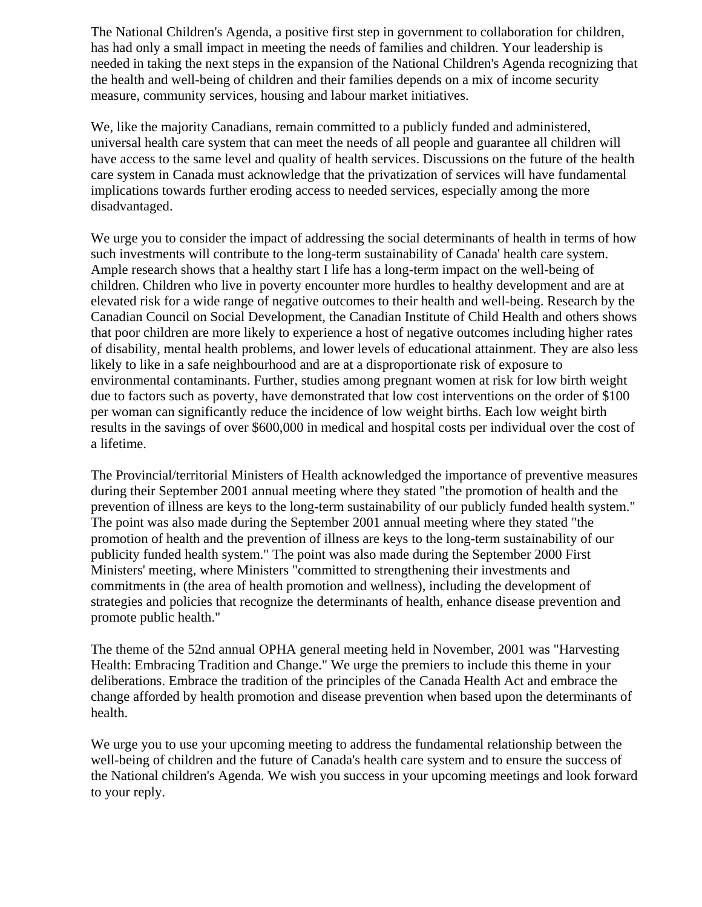The National Children's Agenda, a positive first step in government to collaboration for children, has had only a small impact in meeting the needs of families and children. Your leadership is needed in taking the next steps in the expansion of the National Children's Agenda recognizing that the health and well-being of children and their families depends on a mix of income security measure, community services, housing and labour market initiatives.

We, like the majority Canadians, remain committed to a publicly funded and administered, universal health care system that can meet the needs of all people and guarantee all children will have access to the same level and quality of health services. Discussions on the future of the health care system in Canada must acknowledge that the privatization of services will have fundamental implications towards further eroding access to needed services, especially among the more disadvantaged.

We urge you to consider the impact of addressing the social determinants of health in terms of how such investments will contribute to the long-term sustainability of Canada' health care system. Ample research shows that a healthy start I life has a long-term impact on the well-being of children. Children who live in poverty encounter more hurdles to healthy development and are at elevated risk for a wide range of negative outcomes to their health and well-being. Research by the Canadian Council on Social Development, the Canadian Institute of Child Health and others shows that poor children are more likely to experience a host of negative outcomes including higher rates of disability, mental health problems, and lower levels of educational attainment. They are also less likely to like in a safe neighbourhood and are at a disproportionate risk of exposure to environmental contaminants. Further, studies among pregnant women at risk for low birth weight due to factors such as poverty, have demonstrated that low cost interventions on the order of $100 per woman can significantly reduce the incidence of low weight births. Each low weight birth results in the savings of over $600,000 in medical and hospital costs per individual over the cost of a lifetime.

The Provincial/territorial Ministers of Health acknowledged the importance of preventive measures during their September 2001 annual meeting where they stated "the promotion of health and the prevention of illness are keys to the long-term sustainability of our publicly funded health system." The point was also made during the September 2001 annual meeting where they stated "the promotion of health and the prevention of illness are keys to the long-term sustainability of our publicity funded health system." The point was also made during the September 2000 First Ministers' meeting, where Ministers "committed to strengthening their investments and commitments in (the area of health promotion and wellness), including the development of strategies and policies that recognize the determinants of health, enhance disease prevention and promote public health."

The theme of the 52nd annual OPHA general meeting held in November, 2001 was "Harvesting Health: Embracing Tradition and Change." We urge the premiers to include this theme in your deliberations. Embrace the tradition of the principles of the Canada Health Act and embrace the change afforded by health promotion and disease prevention when based upon the determinants of health.

We urge you to use your upcoming meeting to address the fundamental relationship between the well-being of children and the future of Canada's health care system and to ensure the success of the National children's Agenda. We wish you success in your upcoming meetings and look forward to your reply.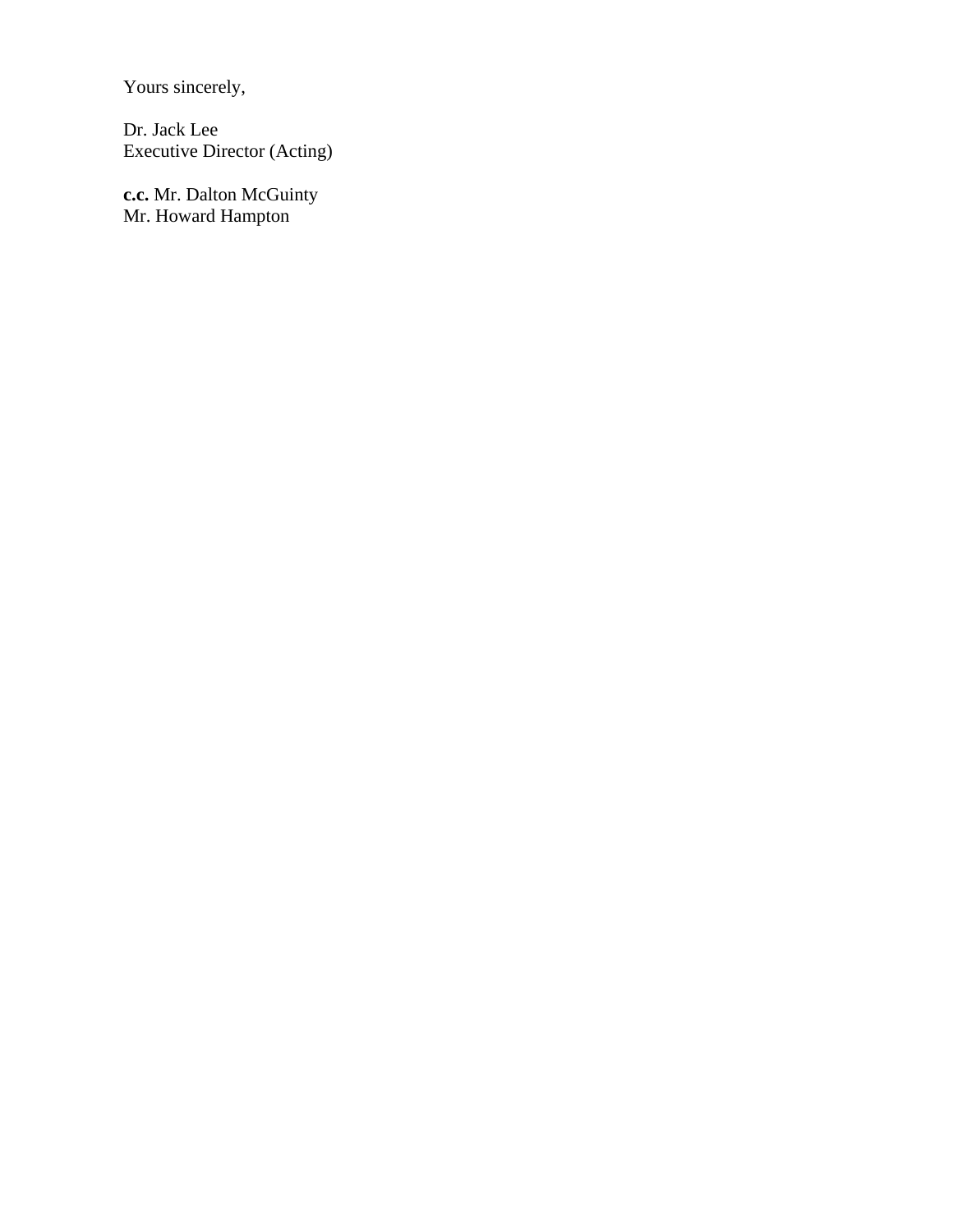Yours sincerely,

Dr. Jack Lee
Executive Director (Acting)

**c.c.** Mr. Dalton McGuinty
Mr. Howard Hampton